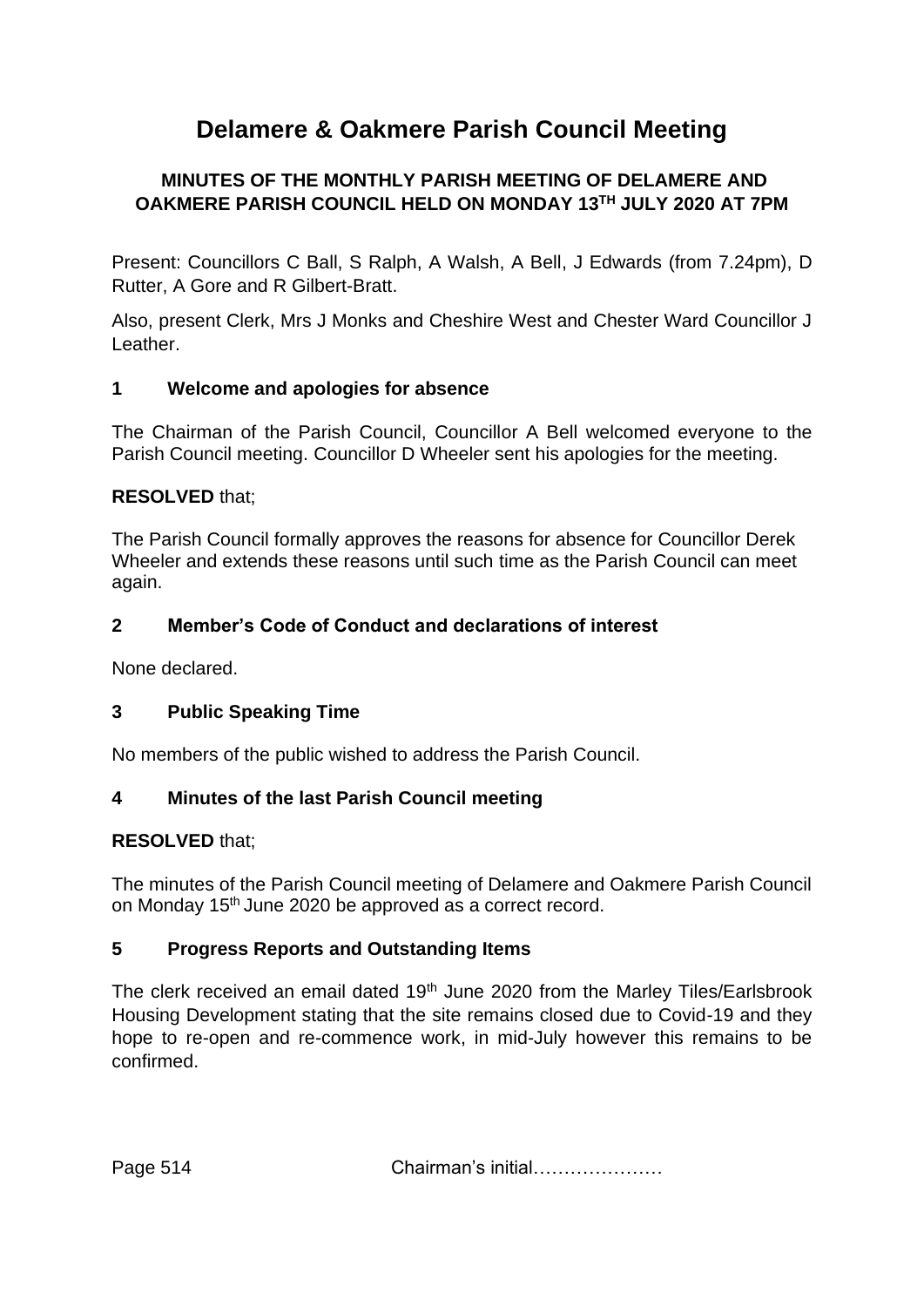# Delamere & Oakmere Parish Council Meeting

**MINUTES OF THE MONTHLY PARISH MEETING OF DELAMERE AND OAKMERE PARISH COUNCIL HELD ON MONDAY 13TH JULY 2020 AT 7PM**

Present: Councillors C Ball, S Ralph, A Walsh, A Bell, J Edwards (from 7.24pm), D Rutter, A Gore and R Gilbert-Bratt.

Also, present Clerk, Mrs J Monks and Cheshire West and Chester Ward Councillor J Leather.

## 1 Welcome and apologies for absence

The Chairman of the Parish Council, Councillor A Bell welcomed everyone to the Parish Council meeting. Councillor D Wheeler sent his apologies for the meeting.

**RESOLVED** that;

The Parish Council formally approves the reasons for absence for Councillor Derek Wheeler and extends these reasons until such time as the Parish Council can meet again.

## 2 Member's Code of Conduct and declarations of interest

None declared.

## 3 Public Speaking Time

No members of the public wished to address the Parish Council.

## 4 Minutes of the last Parish Council meeting

**RESOLVED** that;

The minutes of the Parish Council meeting of Delamere and Oakmere Parish Council on Monday 15th June 2020 be approved as a correct record.

## 5 Progress Reports and Outstanding Items

The clerk received an email dated 19th June 2020 from the Marley Tiles/Earlsbrook Housing Development stating that the site remains closed due to Covid-19 and they hope to re-open and re-commence work, in mid-July however this remains to be confirmed.

Page 514 Chairman's initial…………………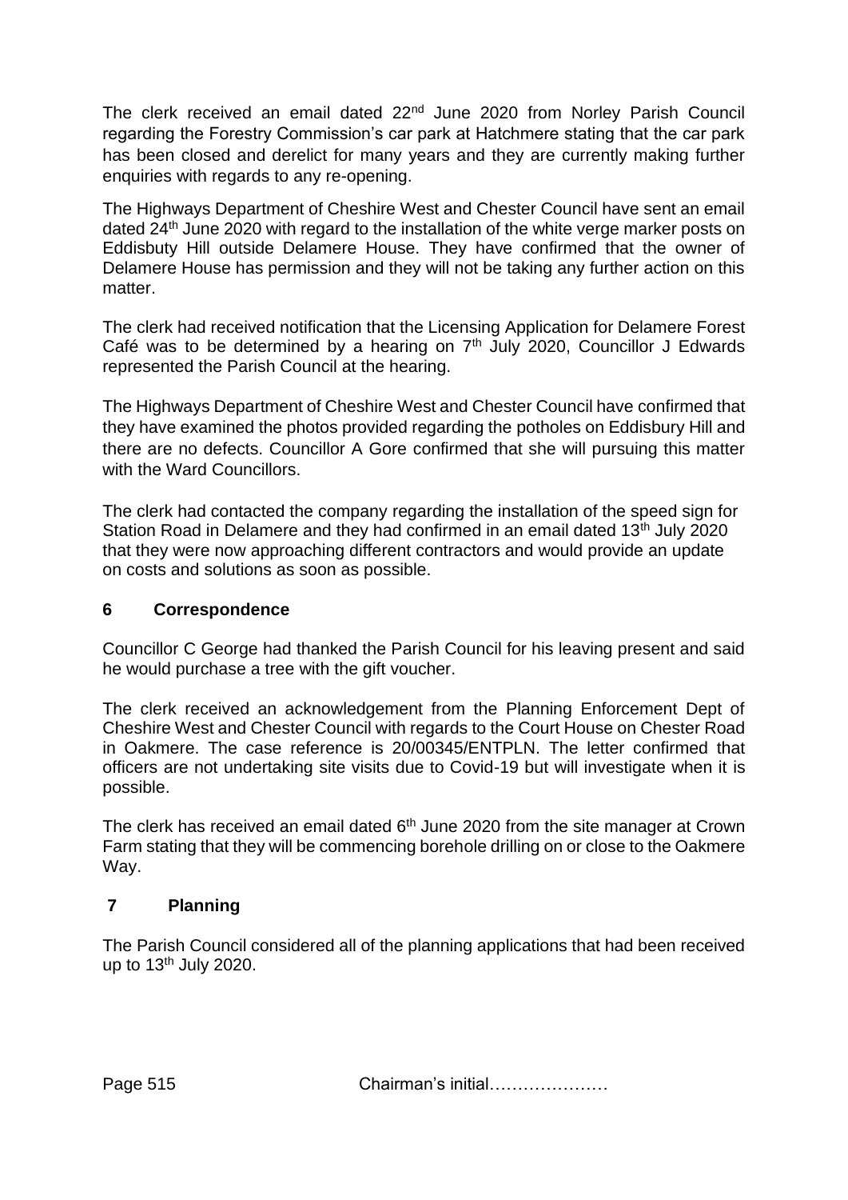The clerk received an email dated 22nd June 2020 from Norley Parish Council regarding the Forestry Commission's car park at Hatchmere stating that the car park has been closed and derelict for many years and they are currently making further enquiries with regards to any re-opening.

The Highways Department of Cheshire West and Chester Council have sent an email dated 24th June 2020 with regard to the installation of the white verge marker posts on Eddisbuty Hill outside Delamere House. They have confirmed that the owner of Delamere House has permission and they will not be taking any further action on this matter.

The clerk had received notification that the Licensing Application for Delamere Forest Café was to be determined by a hearing on 7th July 2020, Councillor J Edwards represented the Parish Council at the hearing.

The Highways Department of Cheshire West and Chester Council have confirmed that they have examined the photos provided regarding the potholes on Eddisbury Hill and there are no defects. Councillor A Gore confirmed that she will pursuing this matter with the Ward Councillors.

The clerk had contacted the company regarding the installation of the speed sign for Station Road in Delamere and they had confirmed in an email dated 13th July 2020 that they were now approaching different contractors and would provide an update on costs and solutions as soon as possible.

## 6 Correspondence

Councillor C George had thanked the Parish Council for his leaving present and said he would purchase a tree with the gift voucher.

The clerk received an acknowledgement from the Planning Enforcement Dept of Cheshire West and Chester Council with regards to the Court House on Chester Road in Oakmere. The case reference is 20/00345/ENTPLN. The letter confirmed that officers are not undertaking site visits due to Covid-19 but will investigate when it is possible.

The clerk has received an email dated 6th June 2020 from the site manager at Crown Farm stating that they will be commencing borehole drilling on or close to the Oakmere Way.

## 7 Planning

The Parish Council considered all of the planning applications that had been received up to 13th July 2020.

Chairman's initial…………………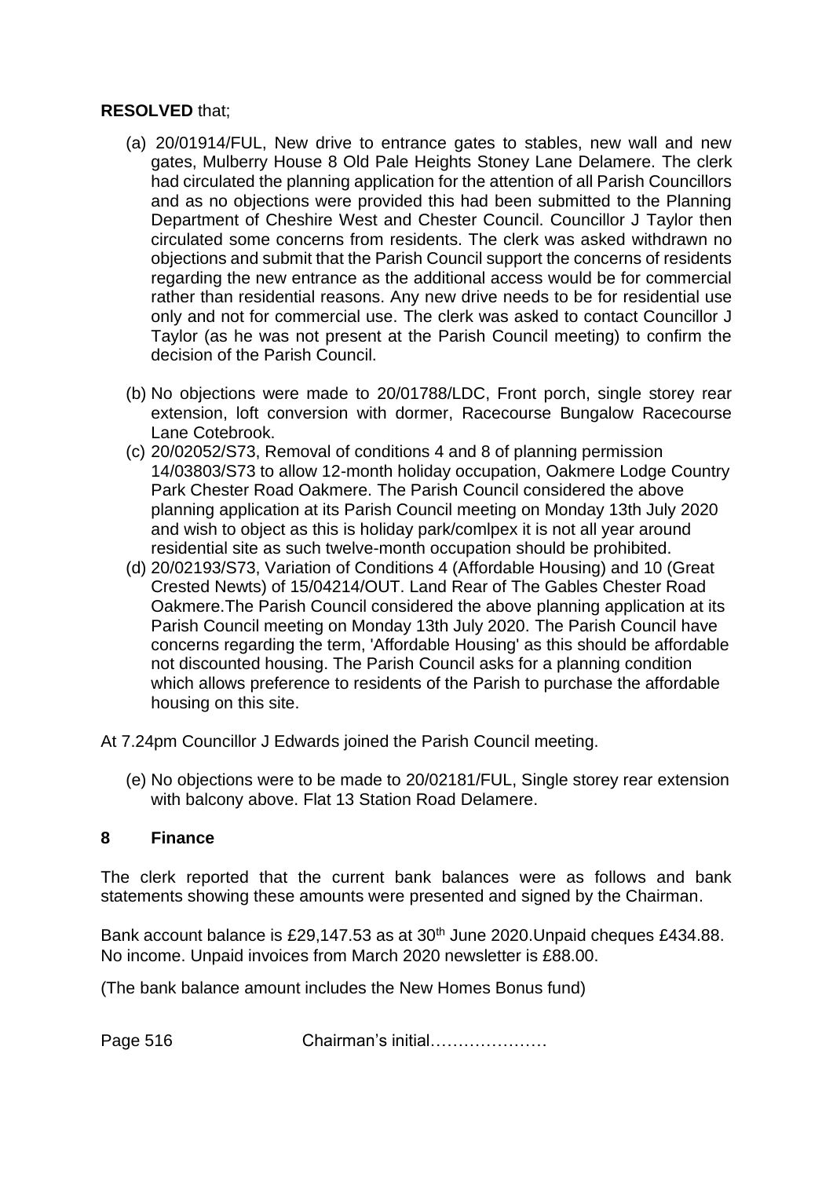**RESOLVED** that;

(a) 20/01914/FUL, New drive to entrance gates to stables, new wall and new gates, Mulberry House 8 Old Pale Heights Stoney Lane Delamere. The clerk had circulated the planning application for the attention of all Parish Councillors and as no objections were provided this had been submitted to the Planning Department of Cheshire West and Chester Council. Councillor J Taylor then circulated some concerns from residents. The clerk was asked withdrawn no objections and submit that the Parish Council support the concerns of residents regarding the new entrance as the additional access would be for commercial rather than residential reasons. Any new drive needs to be for residential use only and not for commercial use. The clerk was asked to contact Councillor J Taylor (as he was not present at the Parish Council meeting) to confirm the decision of the Parish Council.

(b) No objections were made to 20/01788/LDC, Front porch, single storey rear extension, loft conversion with dormer, Racecourse Bungalow Racecourse Lane Cotebrook.

(c) 20/02052/S73, Removal of conditions 4 and 8 of planning permission 14/03803/S73 to allow 12-month holiday occupation, Oakmere Lodge Country Park Chester Road Oakmere. The Parish Council considered the above planning application at its Parish Council meeting on Monday 13th July 2020 and wish to object as this is holiday park/comlpex it is not all year around residential site as such twelve-month occupation should be prohibited.

(d) 20/02193/S73, Variation of Conditions 4 (Affordable Housing) and 10 (Great Crested Newts) of 15/04214/OUT. Land Rear of The Gables Chester Road Oakmere.The Parish Council considered the above planning application at its Parish Council meeting on Monday 13th July 2020. The Parish Council have concerns regarding the term, 'Affordable Housing' as this should be affordable not discounted housing. The Parish Council asks for a planning condition which allows preference to residents of the Parish to purchase the affordable housing on this site.

At 7.24pm Councillor J Edwards joined the Parish Council meeting.

(e) No objections were to be made to 20/02181/FUL, Single storey rear extension with balcony above. Flat 13 Station Road Delamere.

## 8 Finance

The clerk reported that the current bank balances were as follows and bank statements showing these amounts were presented and signed by the Chairman.

Bank account balance is £29,147.53 as at 30th June 2020.Unpaid cheques £434.88. No income. Unpaid invoices from March 2020 newsletter is £88.00.

(The bank balance amount includes the New Homes Bonus fund)

Chairman's initial…………………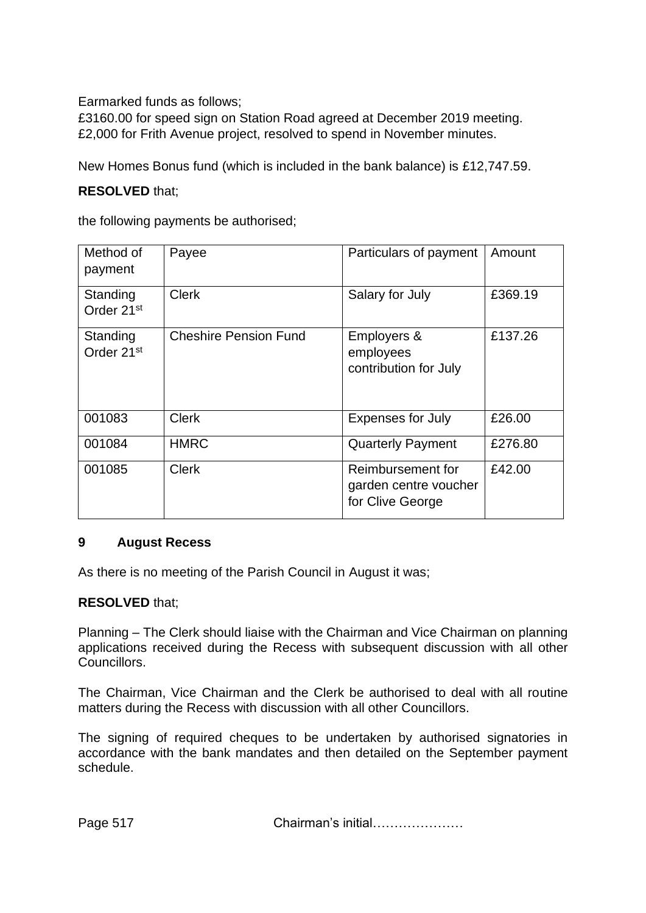Earmarked funds as follows;
£3160.00 for speed sign on Station Road agreed at December 2019 meeting.
£2,000 for Frith Avenue project, resolved to spend in November minutes.

New Homes Bonus fund (which is included in the bank balance) is £12,747.59.

**RESOLVED** that;

the following payments be authorised;

| Method of payment | Payee | Particulars of payment | Amount |
|---|---|---|---|
| Standing Order 21st | Clerk | Salary for July | £369.19 |
| Standing Order 21st | Cheshire Pension Fund | Employers & employees contribution for July | £137.26 |
| 001083 | Clerk | Expenses for July | £26.00 |
| 001084 | HMRC | Quarterly Payment | £276.80 |
| 001085 | Clerk | Reimbursement for garden centre voucher for Clive George | £42.00 |

## 9 August Recess

As there is no meeting of the Parish Council in August it was;

**RESOLVED** that;

Planning – The Clerk should liaise with the Chairman and Vice Chairman on planning applications received during the Recess with subsequent discussion with all other Councillors.

The Chairman, Vice Chairman and the Clerk be authorised to deal with all routine matters during the Recess with discussion with all other Councillors.

The signing of required cheques to be undertaken by authorised signatories in accordance with the bank mandates and then detailed on the September payment schedule.

Chairman's initial…………………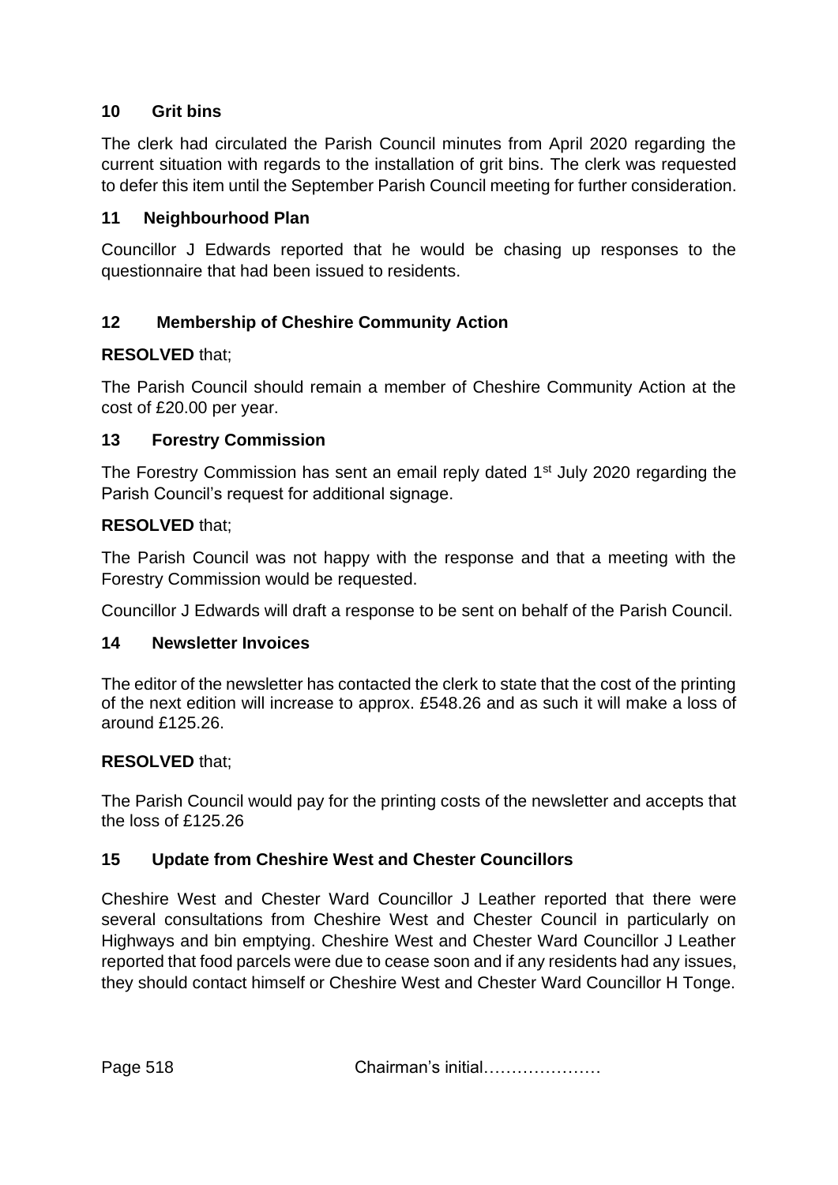## 10 Grit bins

The clerk had circulated the Parish Council minutes from April 2020 regarding the current situation with regards to the installation of grit bins. The clerk was requested to defer this item until the September Parish Council meeting for further consideration.

## 11 Neighbourhood Plan

Councillor J Edwards reported that he would be chasing up responses to the questionnaire that had been issued to residents.

## 12 Membership of Cheshire Community Action

**RESOLVED** that;

The Parish Council should remain a member of Cheshire Community Action at the cost of £20.00 per year.

## 13 Forestry Commission

The Forestry Commission has sent an email reply dated 1st July 2020 regarding the Parish Council's request for additional signage.

**RESOLVED** that;

The Parish Council was not happy with the response and that a meeting with the Forestry Commission would be requested.

Councillor J Edwards will draft a response to be sent on behalf of the Parish Council.

## 14 Newsletter Invoices

The editor of the newsletter has contacted the clerk to state that the cost of the printing of the next edition will increase to approx. £548.26 and as such it will make a loss of around £125.26.

**RESOLVED** that;

The Parish Council would pay for the printing costs of the newsletter and accepts that the loss of £125.26

## 15 Update from Cheshire West and Chester Councillors

Cheshire West and Chester Ward Councillor J Leather reported that there were several consultations from Cheshire West and Chester Council in particularly on Highways and bin emptying. Cheshire West and Chester Ward Councillor J Leather reported that food parcels were due to cease soon and if any residents had any issues, they should contact himself or Cheshire West and Chester Ward Councillor H Tonge.

Chairman's initial…………………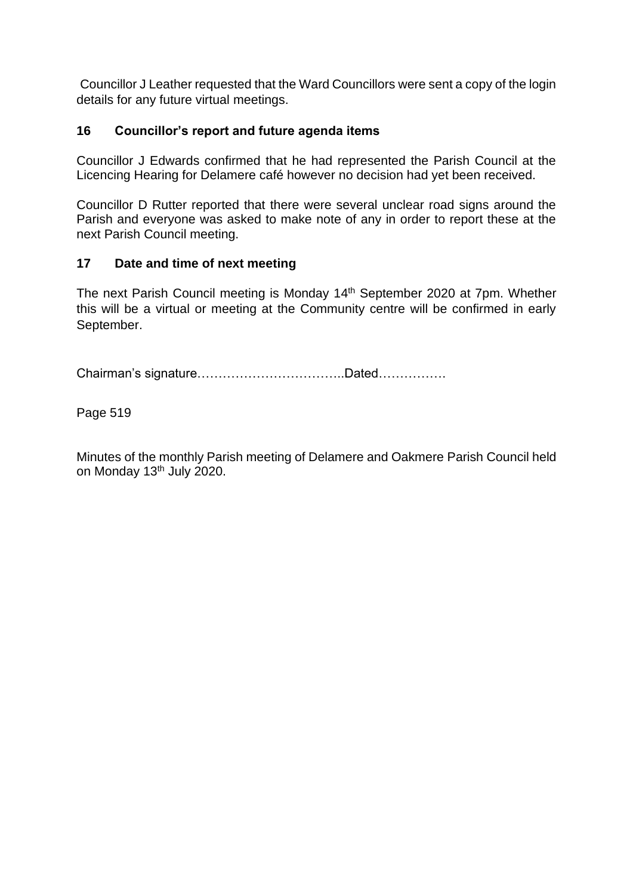Councillor J Leather requested that the Ward Councillors were sent a copy of the login details for any future virtual meetings.

## 16 Councillor's report and future agenda items

Councillor J Edwards confirmed that he had represented the Parish Council at the Licencing Hearing for Delamere café however no decision had yet been received.

Councillor D Rutter reported that there were several unclear road signs around the Parish and everyone was asked to make note of any in order to report these at the next Parish Council meeting.

## 17 Date and time of next meeting

The next Parish Council meeting is Monday 14th September 2020 at 7pm. Whether this will be a virtual or meeting at the Community centre will be confirmed in early September.

Chairman's signature……………………………..Dated…………….

Page 519

Minutes of the monthly Parish meeting of Delamere and Oakmere Parish Council held on Monday 13th July 2020.